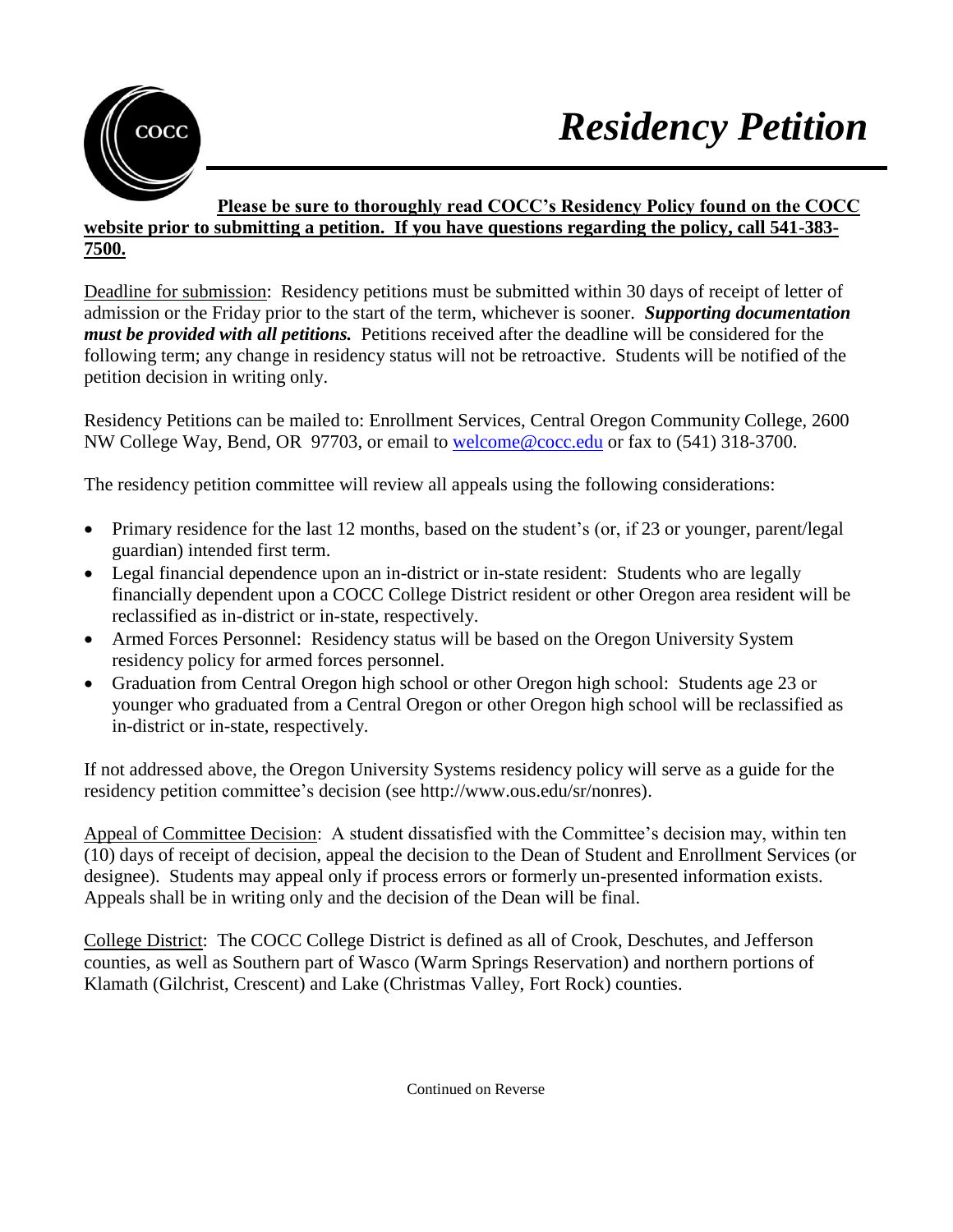# Residency Petition

**Please be sure to thoroughly read COCC's Residency Policy found on the COCC website prior to submitting a petition. If you have questions regarding the policy, call 541-383-7500.**

Deadline for submission: Residency petitions must be submitted within 30 days of receipt of letter of admission or the Friday prior to the start of the term, whichever is sooner. ***Supporting documentation must be provided with all petitions.*** Petitions received after the deadline will be considered for the following term; any change in residency status will not be retroactive. Students will be notified of the petition decision in writing only.

Residency Petitions can be mailed to: Enrollment Services, Central Oregon Community College, 2600 NW College Way, Bend, OR 97703, or email to welcome@cocc.edu or fax to (541) 318-3700.

The residency petition committee will review all appeals using the following considerations:

- Primary residence for the last 12 months, based on the student's (or, if 23 or younger, parent/legal guardian) intended first term.
- Legal financial dependence upon an in-district or in-state resident: Students who are legally financially dependent upon a COCC College District resident or other Oregon area resident will be reclassified as in-district or in-state, respectively.
- Armed Forces Personnel: Residency status will be based on the Oregon University System residency policy for armed forces personnel.
- Graduation from Central Oregon high school or other Oregon high school: Students age 23 or younger who graduated from a Central Oregon or other Oregon high school will be reclassified as in-district or in-state, respectively.

If not addressed above, the Oregon University Systems residency policy will serve as a guide for the residency petition committee's decision (see http://www.ous.edu/sr/nonres).

Appeal of Committee Decision: A student dissatisfied with the Committee's decision may, within ten (10) days of receipt of decision, appeal the decision to the Dean of Student and Enrollment Services (or designee). Students may appeal only if process errors or formerly un-presented information exists. Appeals shall be in writing only and the decision of the Dean will be final.

College District: The COCC College District is defined as all of Crook, Deschutes, and Jefferson counties, as well as Southern part of Wasco (Warm Springs Reservation) and northern portions of Klamath (Gilchrist, Crescent) and Lake (Christmas Valley, Fort Rock) counties.

Continued on Reverse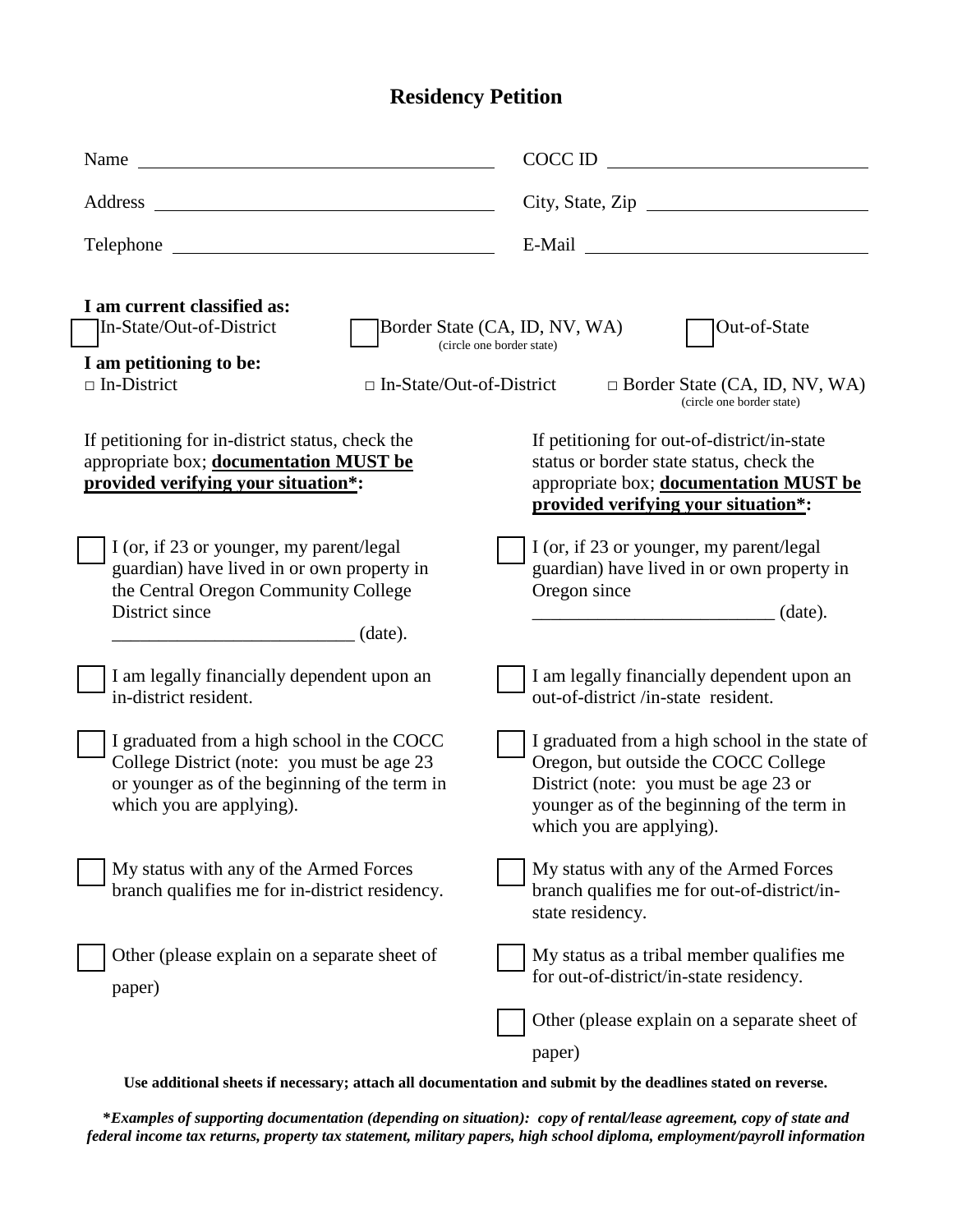# Residency Petition

Name ______________________ COCC ID ______________________

Address ______________________ City, State, Zip ______________________

Telephone ______________________ E-Mail ______________________

**I am current classified as:**

☐ In-State/Out-of-District ☐ Border State (CA, ID, NV, WA) (circle one border state) ☐ Out-of-State

**I am petitioning to be:**

□ In-District □ In-State/Out-of-District □ Border State (CA, ID, NV, WA) (circle one border state)

If petitioning for in-district status, check the appropriate box; **documentation MUST be provided verifying your situation*:**

☐ I (or, if 23 or younger, my parent/legal guardian) have lived in or own property in the Central Oregon Community College District since __________________________ (date).

☐ I am legally financially dependent upon an in-district resident.

☐ I graduated from a high school in the COCC College District (note: you must be age 23 or younger as of the beginning of the term in which you are applying).

☐ My status with any of the Armed Forces branch qualifies me for in-district residency.

☐ Other (please explain on a separate sheet of paper)

If petitioning for out-of-district/in-state status or border state status, check the appropriate box; **documentation MUST be provided verifying your situation*:**

☐ I (or, if 23 or younger, my parent/legal guardian) have lived in or own property in Oregon since __________________________ (date).

☐ I am legally financially dependent upon an out-of-district /in-state resident.

☐ I graduated from a high school in the state of Oregon, but outside the COCC College District (note: you must be age 23 or younger as of the beginning of the term in which you are applying).

☐ My status with any of the Armed Forces branch qualifies me for out-of-district/in-state residency.

☐ My status as a tribal member qualifies me for out-of-district/in-state residency.

☐ Other (please explain on a separate sheet of paper)

**Use additional sheets if necessary; attach all documentation and submit by the deadlines stated on reverse.**

***Examples of supporting documentation (depending on situation): copy of rental/lease agreement, copy of state and federal income tax returns, property tax statement, military papers, high school diploma, employment/payroll information***